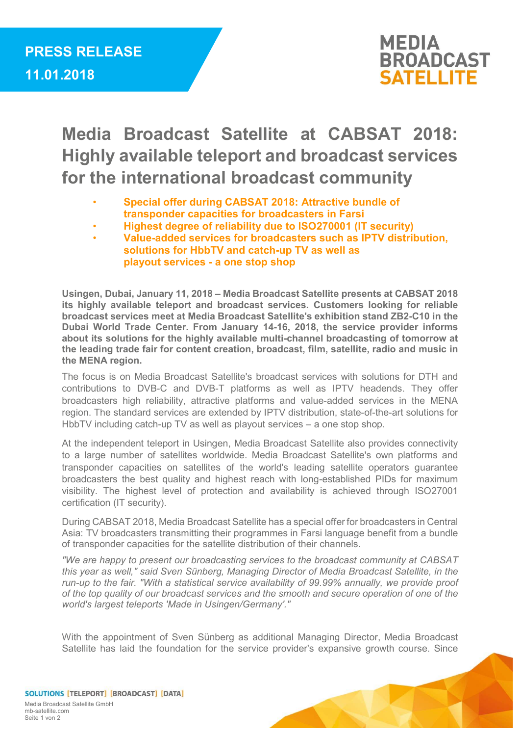**PRESS RELEASE**
**11.01.2018**

# Media Broadcast Satellite at CABSAT 2018: Highly available teleport and broadcast services for the international broadcast community

- **Special offer during CABSAT 2018: Attractive bundle of transponder capacities for broadcasters in Farsi**
- **Highest degree of reliability due to ISO270001 (IT security)**
- **Value-added services for broadcasters such as IPTV distribution, solutions for HbbTV and catch-up TV as well as playout services - a one stop shop**

**Usingen, Dubai, January 11, 2018 – Media Broadcast Satellite presents at CABSAT 2018 its highly available teleport and broadcast services. Customers looking for reliable broadcast services meet at Media Broadcast Satellite's exhibition stand ZB2-C10 in the Dubai World Trade Center. From January 14-16, 2018, the service provider informs about its solutions for the highly available multi-channel broadcasting of tomorrow at the leading trade fair for content creation, broadcast, film, satellite, radio and music in the MENA region.**

The focus is on Media Broadcast Satellite's broadcast services with solutions for DTH and contributions to DVB-C and DVB-T platforms as well as IPTV headends. They offer broadcasters high reliability, attractive platforms and value-added services in the MENA region. The standard services are extended by IPTV distribution, state-of-the-art solutions for HbbTV including catch-up TV as well as playout services – a one stop shop.

At the independent teleport in Usingen, Media Broadcast Satellite also provides connectivity to a large number of satellites worldwide. Media Broadcast Satellite's own platforms and transponder capacities on satellites of the world's leading satellite operators guarantee broadcasters the best quality and highest reach with long-established PIDs for maximum visibility. The highest level of protection and availability is achieved through ISO27001 certification (IT security).

During CABSAT 2018, Media Broadcast Satellite has a special offer for broadcasters in Central Asia: TV broadcasters transmitting their programmes in Farsi language benefit from a bundle of transponder capacities for the satellite distribution of their channels.

*"We are happy to present our broadcasting services to the broadcast community at CABSAT this year as well," said Sven Sünberg, Managing Director of Media Broadcast Satellite, in the run-up to the fair. "With a statistical service availability of 99.99% annually, we provide proof of the top quality of our broadcast services and the smooth and secure operation of one of the world's largest teleports 'Made in Usingen/Germany'."*

With the appointment of Sven Sünberg as additional Managing Director, Media Broadcast Satellite has laid the foundation for the service provider's expansive growth course. Since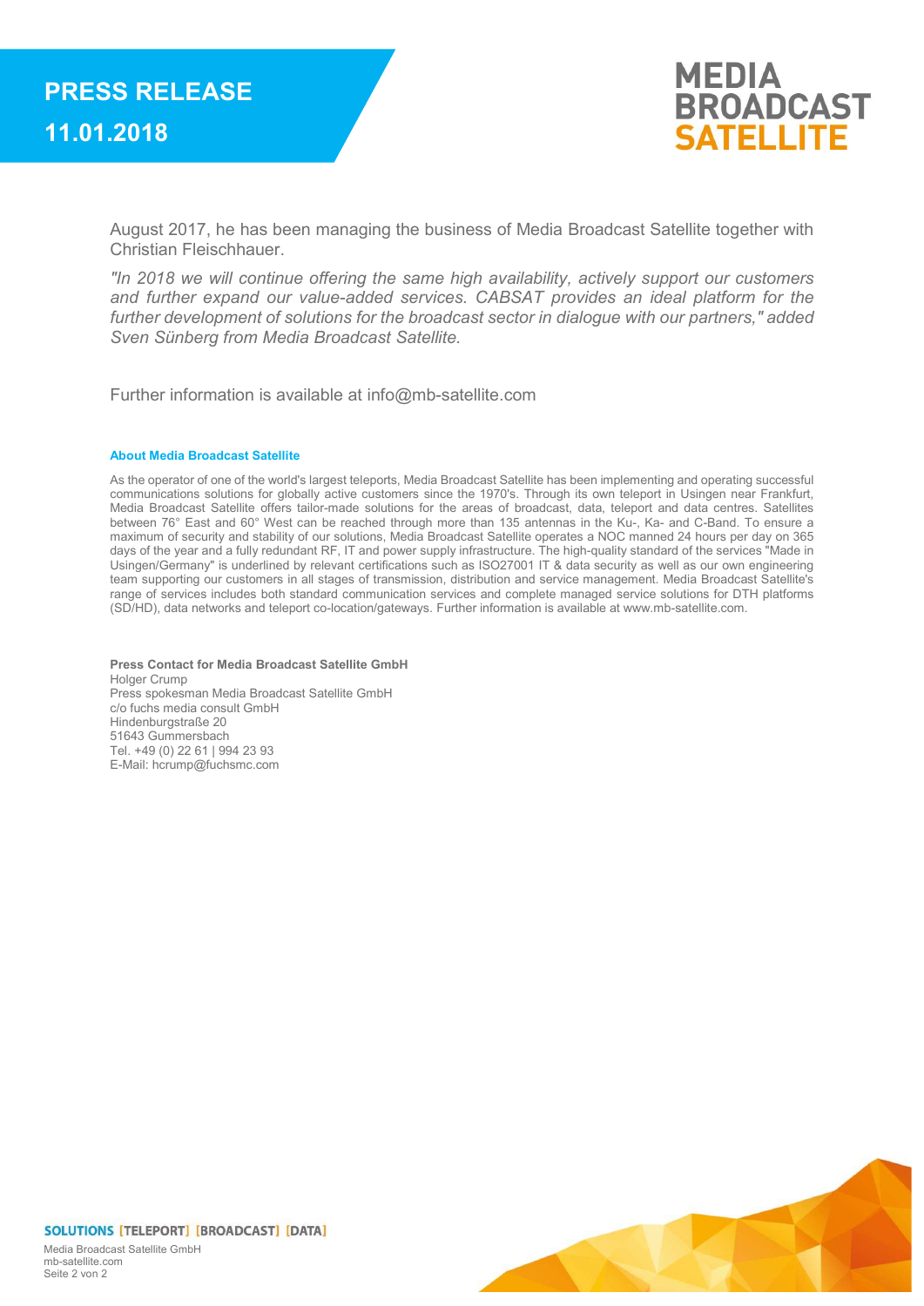August 2017, he has been managing the business of Media Broadcast Satellite together with Christian Fleischhauer.

*"In 2018 we will continue offering the same high availability, actively support our customers and further expand our value-added services. CABSAT provides an ideal platform for the further development of solutions for the broadcast sector in dialogue with our partners," added Sven Sünberg from Media Broadcast Satellite.*

Further information is available at info@mb-satellite.com

**About Media Broadcast Satellite**

As the operator of one of the world's largest teleports, Media Broadcast Satellite has been implementing and operating successful communications solutions for globally active customers since the 1970's. Through its own teleport in Usingen near Frankfurt, Media Broadcast Satellite offers tailor-made solutions for the areas of broadcast, data, teleport and data centres. Satellites between 76° East and 60° West can be reached through more than 135 antennas in the Ku-, Ka- and C-Band. To ensure a maximum of security and stability of our solutions, Media Broadcast Satellite operates a NOC manned 24 hours per day on 365 days of the year and a fully redundant RF, IT and power supply infrastructure. The high-quality standard of the services "Made in Usingen/Germany" is underlined by relevant certifications such as ISO27001 IT & data security as well as our own engineering team supporting our customers in all stages of transmission, distribution and service management. Media Broadcast Satellite's range of services includes both standard communication services and complete managed service solutions for DTH platforms (SD/HD), data networks and teleport co-location/gateways. Further information is available at www.mb-satellite.com.

**Press Contact for Media Broadcast Satellite GmbH**
Holger Crump
Press spokesman Media Broadcast Satellite GmbH
c/o fuchs media consult GmbH
Hindenburgstraße 20
51643 Gummersbach
Tel. +49 (0) 22 61 | 994 23 93
E-Mail: hcrump@fuchsmc.com